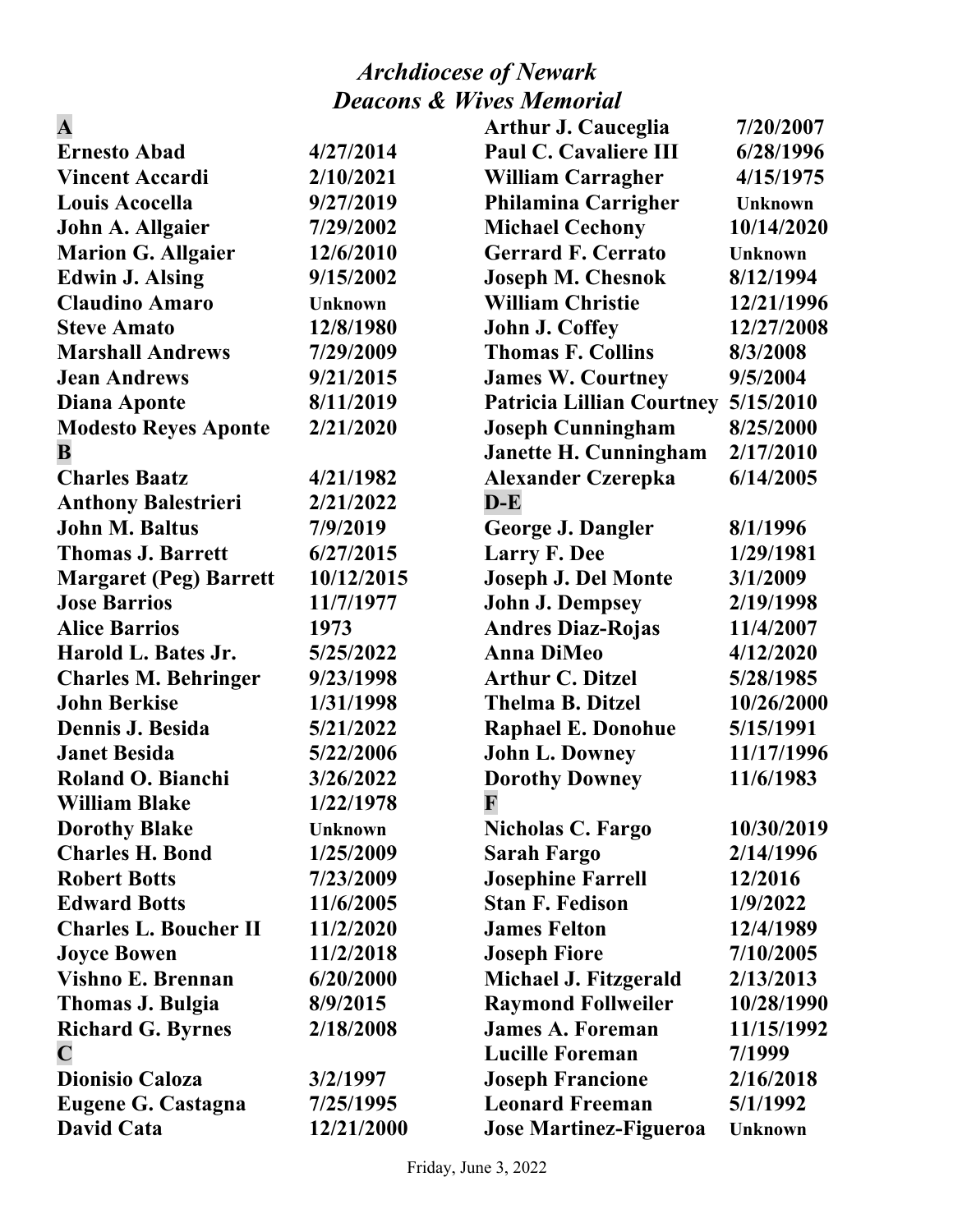# *Archdiocese of Newark*
## *Deacons & Wives Memorial*

**A**

| Name | Date |
|---|---|
| **Ernesto Abad** | **4/27/2014** |
| **Vincent Accardi** | **2/10/2021** |
| **Louis Acocella** | **9/27/2019** |
| **John A. Allgaier** | **7/29/2002** |
| **Marion G. Allgaier** | **12/6/2010** |
| **Edwin J. Alsing** | **9/15/2002** |
| **Claudino Amaro** | **Unknown** |
| **Steve Amato** | **12/8/1980** |
| **Marshall Andrews** | **7/29/2009** |
| **Jean Andrews** | **9/21/2015** |
| **Diana Aponte** | **8/11/2019** |
| **Modesto Reyes Aponte** | **2/21/2020** |

**B**

| Name | Date |
|---|---|
| **Charles Baatz** | **4/21/1982** |
| **Anthony Balestrieri** | **2/21/2022** |
| **John M. Baltus** | **7/9/2019** |
| **Thomas J. Barrett** | **6/27/2015** |
| **Margaret (Peg) Barrett** | **10/12/2015** |
| **Jose Barrios** | **11/7/1977** |
| **Alice Barrios** | **1973** |
| **Harold L. Bates Jr.** | **5/25/2022** |
| **Charles M. Behringer** | **9/23/1998** |
| **John Berkise** | **1/31/1998** |
| **Dennis J. Besida** | **5/21/2022** |
| **Janet Besida** | **5/22/2006** |
| **Roland O. Bianchi** | **3/26/2022** |
| **William Blake** | **1/22/1978** |
| **Dorothy Blake** | **Unknown** |
| **Charles H. Bond** | **1/25/2009** |
| **Robert Botts** | **7/23/2009** |
| **Edward Botts** | **11/6/2005** |
| **Charles L. Boucher II** | **11/2/2020** |
| **Joyce Bowen** | **11/2/2018** |
| **Vishno E. Brennan** | **6/20/2000** |
| **Thomas J. Bulgia** | **8/9/2015** |
| **Richard G. Byrnes** | **2/18/2008** |

**C**

| Name | Date |
|---|---|
| **Dionisio Caloza** | **3/2/1997** |
| **Eugene G. Castagna** | **7/25/1995** |
| **David Cata** | **12/21/2000** |
| **Arthur J. Cauceglia** | **7/20/2007** |
| **Paul C. Cavaliere III** | **6/28/1996** |
| **William Carragher** | **4/15/1975** |
| **Philamina Carrigher** | **Unknown** |
| **Michael Cechony** | **10/14/2020** |
| **Gerrard F. Cerrato** | **Unknown** |
| **Joseph M. Chesnok** | **8/12/1994** |
| **William Christie** | **12/21/1996** |
| **John J. Coffey** | **12/27/2008** |
| **Thomas F. Collins** | **8/3/2008** |
| **James W. Courtney** | **9/5/2004** |
| **Patricia Lillian Courtney** | **5/15/2010** |
| **Joseph Cunningham** | **8/25/2000** |
| **Janette H. Cunningham** | **2/17/2010** |
| **Alexander Czerepka** | **6/14/2005** |

**D-E**

| Name | Date |
|---|---|
| **George J. Dangler** | **8/1/1996** |
| **Larry F. Dee** | **1/29/1981** |
| **Joseph J. Del Monte** | **3/1/2009** |
| **John J. Dempsey** | **2/19/1998** |
| **Andres Diaz-Rojas** | **11/4/2007** |
| **Anna DiMeo** | **4/12/2020** |
| **Arthur C. Ditzel** | **5/28/1985** |
| **Thelma B. Ditzel** | **10/26/2000** |
| **Raphael E. Donohue** | **5/15/1991** |
| **John L. Downey** | **11/17/1996** |
| **Dorothy Downey** | **11/6/1983** |

**F**

| Name | Date |
|---|---|
| **Nicholas C. Fargo** | **10/30/2019** |
| **Sarah Fargo** | **2/14/1996** |
| **Josephine Farrell** | **12/2016** |
| **Stan F. Fedison** | **1/9/2022** |
| **James Felton** | **12/4/1989** |
| **Joseph Fiore** | **7/10/2005** |
| **Michael J. Fitzgerald** | **2/13/2013** |
| **Raymond Follweiler** | **10/28/1990** |
| **James A. Foreman** | **11/15/1992** |
| **Lucille Foreman** | **7/1999** |
| **Joseph Francione** | **2/16/2018** |
| **Leonard Freeman** | **5/1/1992** |
| **Jose Martinez-Figueroa** | **Unknown** |

Friday, June 3, 2022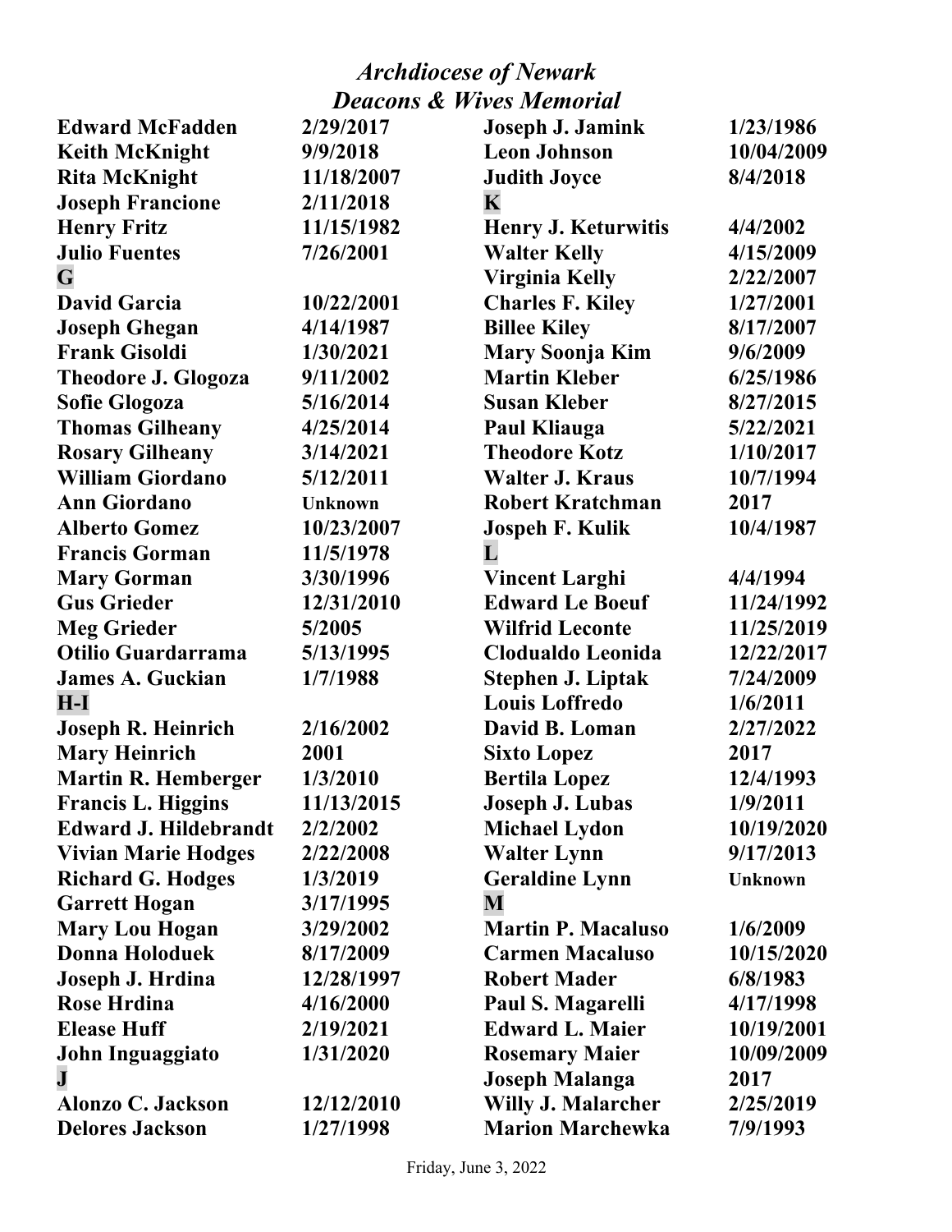# *Archdiocese of Newark*
## *Deacons & Wives Memorial*

| Name | Date |
|---|---|
| **Edward McFadden** | **2/29/2017** |
| **Keith McKnight** | **9/9/2018** |
| **Rita McKnight** | **11/18/2007** |
| **Joseph Francione** | **2/11/2018** |
| **Henry Fritz** | **11/15/1982** |
| **Julio Fuentes** | **7/26/2001** |
| **G** | |
| **David Garcia** | **10/22/2001** |
| **Joseph Ghegan** | **4/14/1987** |
| **Frank Gisoldi** | **1/30/2021** |
| **Theodore J. Glogoza** | **9/11/2002** |
| **Sofie Glogoza** | **5/16/2014** |
| **Thomas Gilheany** | **4/25/2014** |
| **Rosary Gilheany** | **3/14/2021** |
| **William Giordano** | **5/12/2011** |
| **Ann Giordano** | **Unknown** |
| **Alberto Gomez** | **10/23/2007** |
| **Francis Gorman** | **11/5/1978** |
| **Mary Gorman** | **3/30/1996** |
| **Gus Grieder** | **12/31/2010** |
| **Meg Grieder** | **5/2005** |
| **Otilio Guardarrama** | **5/13/1995** |
| **James A. Guckian** | **1/7/1988** |
| **H-I** | |
| **Joseph R. Heinrich** | **2/16/2002** |
| **Mary Heinrich** | **2001** |
| **Martin R. Hemberger** | **1/3/2010** |
| **Francis L. Higgins** | **11/13/2015** |
| **Edward J. Hildebrandt** | **2/2/2002** |
| **Vivian Marie Hodges** | **2/22/2008** |
| **Richard G. Hodges** | **1/3/2019** |
| **Garrett Hogan** | **3/17/1995** |
| **Mary Lou Hogan** | **3/29/2002** |
| **Donna Holoduek** | **8/17/2009** |
| **Joseph J. Hrdina** | **12/28/1997** |
| **Rose Hrdina** | **4/16/2000** |
| **Elease Huff** | **2/19/2021** |
| **John Inguaggiato** | **1/31/2020** |
| **J** | |
| **Alonzo C. Jackson** | **12/12/2010** |
| **Delores Jackson** | **1/27/1998** |
| **Joseph J. Jamink** | **1/23/1986** |
| **Leon Johnson** | **10/04/2009** |
| **Judith Joyce** | **8/4/2018** |
| **K** | |
| **Henry J. Keturwitis** | **4/4/2002** |
| **Walter Kelly** | **4/15/2009** |
| **Virginia Kelly** | **2/22/2007** |
| **Charles F. Kiley** | **1/27/2001** |
| **Billee Kiley** | **8/17/2007** |
| **Mary Soonja Kim** | **9/6/2009** |
| **Martin Kleber** | **6/25/1986** |
| **Susan Kleber** | **8/27/2015** |
| **Paul Kliauga** | **5/22/2021** |
| **Theodore Kotz** | **1/10/2017** |
| **Walter J. Kraus** | **10/7/1994** |
| **Robert Kratchman** | **2017** |
| **Jospeh F. Kulik** | **10/4/1987** |
| **L** | |
| **Vincent Larghi** | **4/4/1994** |
| **Edward Le Boeuf** | **11/24/1992** |
| **Wilfrid Leconte** | **11/25/2019** |
| **Clodualdo Leonida** | **12/22/2017** |
| **Stephen J. Liptak** | **7/24/2009** |
| **Louis Loffredo** | **1/6/2011** |
| **David B. Loman** | **2/27/2022** |
| **Sixto Lopez** | **2017** |
| **Bertila Lopez** | **12/4/1993** |
| **Joseph J. Lubas** | **1/9/2011** |
| **Michael Lydon** | **10/19/2020** |
| **Walter Lynn** | **9/17/2013** |
| **Geraldine Lynn** | **Unknown** |
| **M** | |
| **Martin P. Macaluso** | **1/6/2009** |
| **Carmen Macaluso** | **10/15/2020** |
| **Robert Mader** | **6/8/1983** |
| **Paul S. Magarelli** | **4/17/1998** |
| **Edward L. Maier** | **10/19/2001** |
| **Rosemary Maier** | **10/09/2009** |
| **Joseph Malanga** | **2017** |
| **Willy J. Malarcher** | **2/25/2019** |
| **Marion Marchewka** | **7/9/1993** |

Friday, June 3, 2022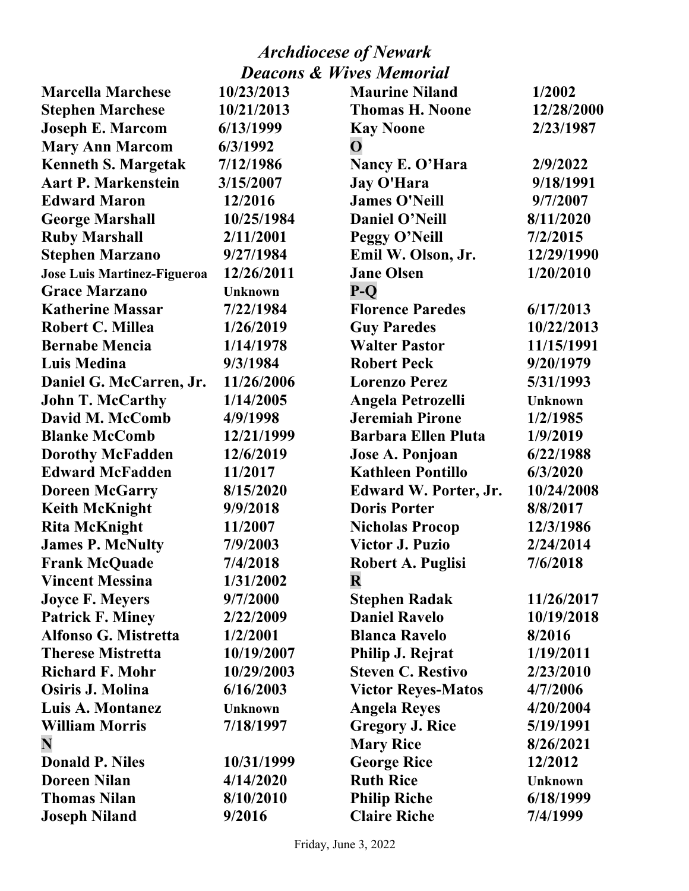# *Archdiocese of Newark*
## *Deacons & Wives Memorial*

| Name | Date |
|---|---|
| **Marcella Marchese** | **10/23/2013** |
| **Stephen Marchese** | **10/21/2013** |
| **Joseph E. Marcom** | **6/13/1999** |
| **Mary Ann Marcom** | **6/3/1992** |
| **Kenneth S. Margetak** | **7/12/1986** |
| **Aart P. Markenstein** | **3/15/2007** |
| **Edward Maron** | **12/2016** |
| **George Marshall** | **10/25/1984** |
| **Ruby Marshall** | **2/11/2001** |
| **Stephen Marzano** | **9/27/1984** |
| **Jose Luis Martinez-Figueroa** | **12/26/2011** |
| **Grace Marzano** | **Unknown** |
| **Katherine Massar** | **7/22/1984** |
| **Robert C. Millea** | **1/26/2019** |
| **Bernabe Mencia** | **1/14/1978** |
| **Luis Medina** | **9/3/1984** |
| **Daniel G. McCarren, Jr.** | **11/26/2006** |
| **John T. McCarthy** | **1/14/2005** |
| **David M. McComb** | **4/9/1998** |
| **Blanke McComb** | **12/21/1999** |
| **Dorothy McFadden** | **12/6/2019** |
| **Edward McFadden** | **11/2017** |
| **Doreen McGarry** | **8/15/2020** |
| **Keith McKnight** | **9/9/2018** |
| **Rita McKnight** | **11/2007** |
| **James P. McNulty** | **7/9/2003** |
| **Frank McQuade** | **7/4/2018** |
| **Vincent Messina** | **1/31/2002** |
| **Joyce F. Meyers** | **9/7/2000** |
| **Patrick F. Miney** | **2/22/2009** |
| **Alfonso G. Mistretta** | **1/2/2001** |
| **Therese Mistretta** | **10/19/2007** |
| **Richard F. Mohr** | **10/29/2003** |
| **Osiris J. Molina** | **6/16/2003** |
| **Luis A. Montanez** | **Unknown** |
| **William Morris** | **7/18/1997** |
| **N** | |
| **Donald P. Niles** | **10/31/1999** |
| **Doreen Nilan** | **4/14/2020** |
| **Thomas Nilan** | **8/10/2010** |
| **Joseph Niland** | **9/2016** |
| **Maurine Niland** | **1/2002** |
| **Thomas H. Noone** | **12/28/2000** |
| **Kay Noone** | **2/23/1987** |
| **O** | |
| **Nancy E. O'Hara** | **2/9/2022** |
| **Jay O'Hara** | **9/18/1991** |
| **James O'Neill** | **9/7/2007** |
| **Daniel O'Neill** | **8/11/2020** |
| **Peggy O'Neill** | **7/2/2015** |
| **Emil W. Olson, Jr.** | **12/29/1990** |
| **Jane Olsen** | **1/20/2010** |
| **P-Q** | |
| **Florence Paredes** | **6/17/2013** |
| **Guy Paredes** | **10/22/2013** |
| **Walter Pastor** | **11/15/1991** |
| **Robert Peck** | **9/20/1979** |
| **Lorenzo Perez** | **5/31/1993** |
| **Angela Petrozelli** | **Unknown** |
| **Jeremiah Pirone** | **1/2/1985** |
| **Barbara Ellen Pluta** | **1/9/2019** |
| **Jose A. Ponjoan** | **6/22/1988** |
| **Kathleen Pontillo** | **6/3/2020** |
| **Edward W. Porter, Jr.** | **10/24/2008** |
| **Doris Porter** | **8/8/2017** |
| **Nicholas Procop** | **12/3/1986** |
| **Victor J. Puzio** | **2/24/2014** |
| **Robert A. Puglisi** | **7/6/2018** |
| **R** | |
| **Stephen Radak** | **11/26/2017** |
| **Daniel Ravelo** | **10/19/2018** |
| **Blanca Ravelo** | **8/2016** |
| **Philip J. Rejrat** | **1/19/2011** |
| **Steven C. Restivo** | **2/23/2010** |
| **Victor Reyes-Matos** | **4/7/2006** |
| **Angela Reyes** | **4/20/2004** |
| **Gregory J. Rice** | **5/19/1991** |
| **Mary Rice** | **8/26/2021** |
| **George Rice** | **12/2012** |
| **Ruth Rice** | **Unknown** |
| **Philip Riche** | **6/18/1999** |
| **Claire Riche** | **7/4/1999** |

Friday, June 3, 2022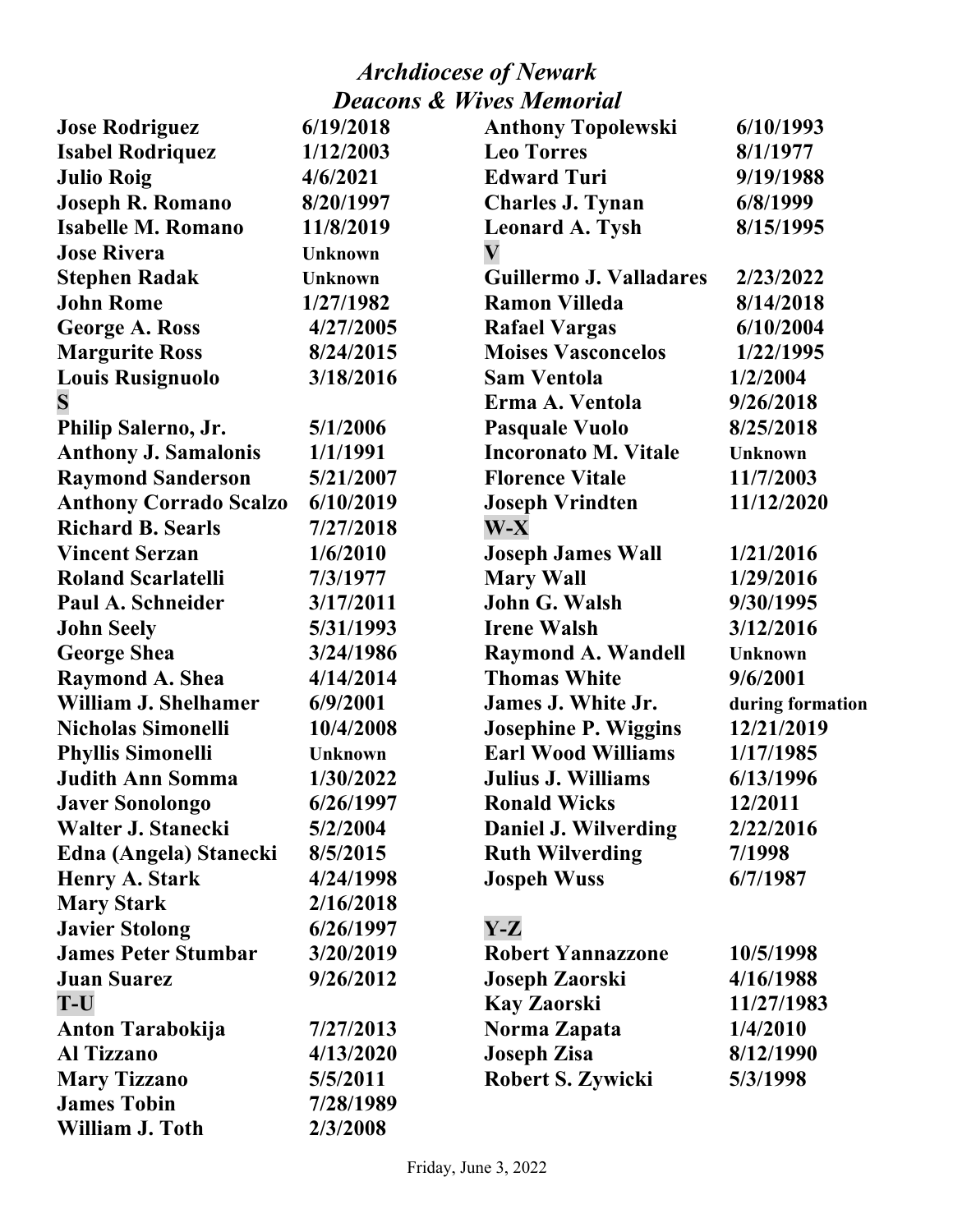# *Archdiocese of Newark*
# *Deacons & Wives Memorial*

| | |
|---|---|
| **Jose Rodriguez** | **6/19/2018** |
| **Isabel Rodriquez** | **1/12/2003** |
| **Julio Roig** | **4/6/2021** |
| **Joseph R. Romano** | **8/20/1997** |
| **Isabelle M. Romano** | **11/8/2019** |
| **Jose Rivera** | **Unknown** |
| **Stephen Radak** | **Unknown** |
| **John Rome** | **1/27/1982** |
| **George A. Ross** | **4/27/2005** |
| **Margurite Ross** | **8/24/2015** |
| **Louis Rusignuolo** | **3/18/2016** |
| **S** | |
| **Philip Salerno, Jr.** | **5/1/2006** |
| **Anthony J. Samalonis** | **1/1/1991** |
| **Raymond Sanderson** | **5/21/2007** |
| **Anthony Corrado Scalzo** | **6/10/2019** |
| **Richard B. Searls** | **7/27/2018** |
| **Vincent Serzan** | **1/6/2010** |
| **Roland Scarlatelli** | **7/3/1977** |
| **Paul A. Schneider** | **3/17/2011** |
| **John Seely** | **5/31/1993** |
| **George Shea** | **3/24/1986** |
| **Raymond A. Shea** | **4/14/2014** |
| **William J. Shelhamer** | **6/9/2001** |
| **Nicholas Simonelli** | **10/4/2008** |
| **Phyllis Simonelli** | **Unknown** |
| **Judith Ann Somma** | **1/30/2022** |
| **Javer Sonolongo** | **6/26/1997** |
| **Walter J. Stanecki** | **5/2/2004** |
| **Edna (Angela) Stanecki** | **8/5/2015** |
| **Henry A. Stark** | **4/24/1998** |
| **Mary Stark** | **2/16/2018** |
| **Javier Stolong** | **6/26/1997** |
| **James Peter Stumbar** | **3/20/2019** |
| **Juan Suarez** | **9/26/2012** |
| **T-U** | |
| **Anton Tarabokija** | **7/27/2013** |
| **Al Tizzano** | **4/13/2020** |
| **Mary Tizzano** | **5/5/2011** |
| **James Tobin** | **7/28/1989** |
| **William J. Toth** | **2/3/2008** |
| **Anthony Topolewski** | **6/10/1993** |
| **Leo Torres** | **8/1/1977** |
| **Edward Turi** | **9/19/1988** |
| **Charles J. Tynan** | **6/8/1999** |
| **Leonard A. Tysh** | **8/15/1995** |
| **V** | |
| **Guillermo J. Valladares** | **2/23/2022** |
| **Ramon Villeda** | **8/14/2018** |
| **Rafael Vargas** | **6/10/2004** |
| **Moises Vasconcelos** | **1/22/1995** |
| **Sam Ventola** | **1/2/2004** |
| **Erma A. Ventola** | **9/26/2018** |
| **Pasquale Vuolo** | **8/25/2018** |
| **Incoronato M. Vitale** | **Unknown** |
| **Florence Vitale** | **11/7/2003** |
| **Joseph Vrindten** | **11/12/2020** |
| **W-X** | |
| **Joseph James Wall** | **1/21/2016** |
| **Mary Wall** | **1/29/2016** |
| **John G. Walsh** | **9/30/1995** |
| **Irene Walsh** | **3/12/2016** |
| **Raymond A. Wandell** | **Unknown** |
| **Thomas White** | **9/6/2001** |
| **James J. White Jr.** | **during formation** |
| **Josephine P. Wiggins** | **12/21/2019** |
| **Earl Wood Williams** | **1/17/1985** |
| **Julius J. Williams** | **6/13/1996** |
| **Ronald Wicks** | **12/2011** |
| **Daniel J. Wilverding** | **2/22/2016** |
| **Ruth Wilverding** | **7/1998** |
| **Jospeh Wuss** | **6/7/1987** |
| **Y-Z** | |
| **Robert Yannazzone** | **10/5/1998** |
| **Joseph Zaorski** | **4/16/1988** |
| **Kay Zaorski** | **11/27/1983** |
| **Norma Zapata** | **1/4/2010** |
| **Joseph Zisa** | **8/12/1990** |
| **Robert S. Zywicki** | **5/3/1998** |

Friday, June 3, 2022